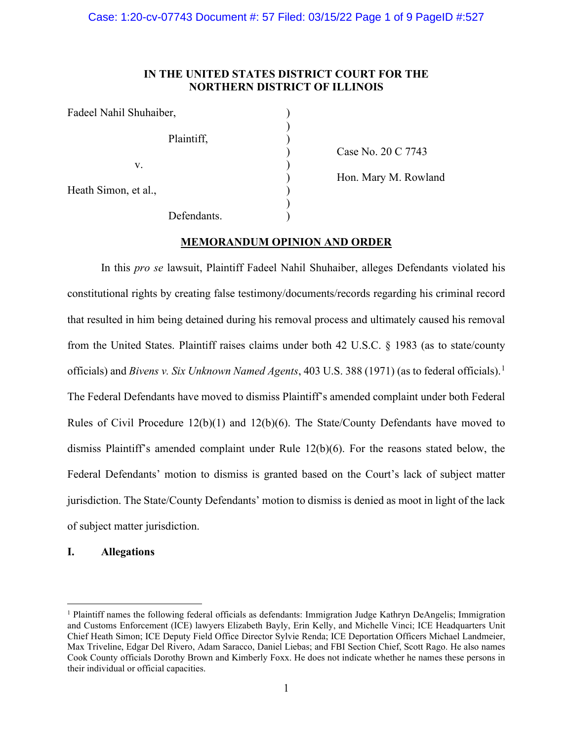**IN THE UNITED STATES DISTRICT COURT FOR THE NORTHERN DISTRICT OF ILLINOIS**

| | | |
|---|---|---|
| Fadeel Nahil Shuhaiber, | ) | |
| | ) | |
| Plaintiff, | ) | |
| | ) | Case No. 20 C 7743 |
| v. | ) | |
| | ) | Hon. Mary M. Rowland |
| Heath Simon, et al., | ) | |
| | ) | |
| Defendants. | ) | |

**MEMORANDUM OPINION AND ORDER**

In this *pro se* lawsuit, Plaintiff Fadeel Nahil Shuhaiber, alleges Defendants violated his constitutional rights by creating false testimony/documents/records regarding his criminal record that resulted in him being detained during his removal process and ultimately caused his removal from the United States. Plaintiff raises claims under both 42 U.S.C. § 1983 (as to state/county officials) and *Bivens v. Six Unknown Named Agents*, 403 U.S. 388 (1971) (as to federal officials).[1] The Federal Defendants have moved to dismiss Plaintiff's amended complaint under both Federal Rules of Civil Procedure 12(b)(1) and 12(b)(6). The State/County Defendants have moved to dismiss Plaintiff's amended complaint under Rule 12(b)(6). For the reasons stated below, the Federal Defendants' motion to dismiss is granted based on the Court's lack of subject matter jurisdiction. The State/County Defendants' motion to dismiss is denied as moot in light of the lack of subject matter jurisdiction.

## I. Allegations

[1] Plaintiff names the following federal officials as defendants: Immigration Judge Kathryn DeAngelis; Immigration and Customs Enforcement (ICE) lawyers Elizabeth Bayly, Erin Kelly, and Michelle Vinci; ICE Headquarters Unit Chief Heath Simon; ICE Deputy Field Office Director Sylvie Renda; ICE Deportation Officers Michael Landmeier, Max Triveline, Edgar Del Rivero, Adam Saracco, Daniel Liebas; and FBI Section Chief, Scott Rago. He also names Cook County officials Dorothy Brown and Kimberly Foxx. He does not indicate whether he names these persons in their individual or official capacities.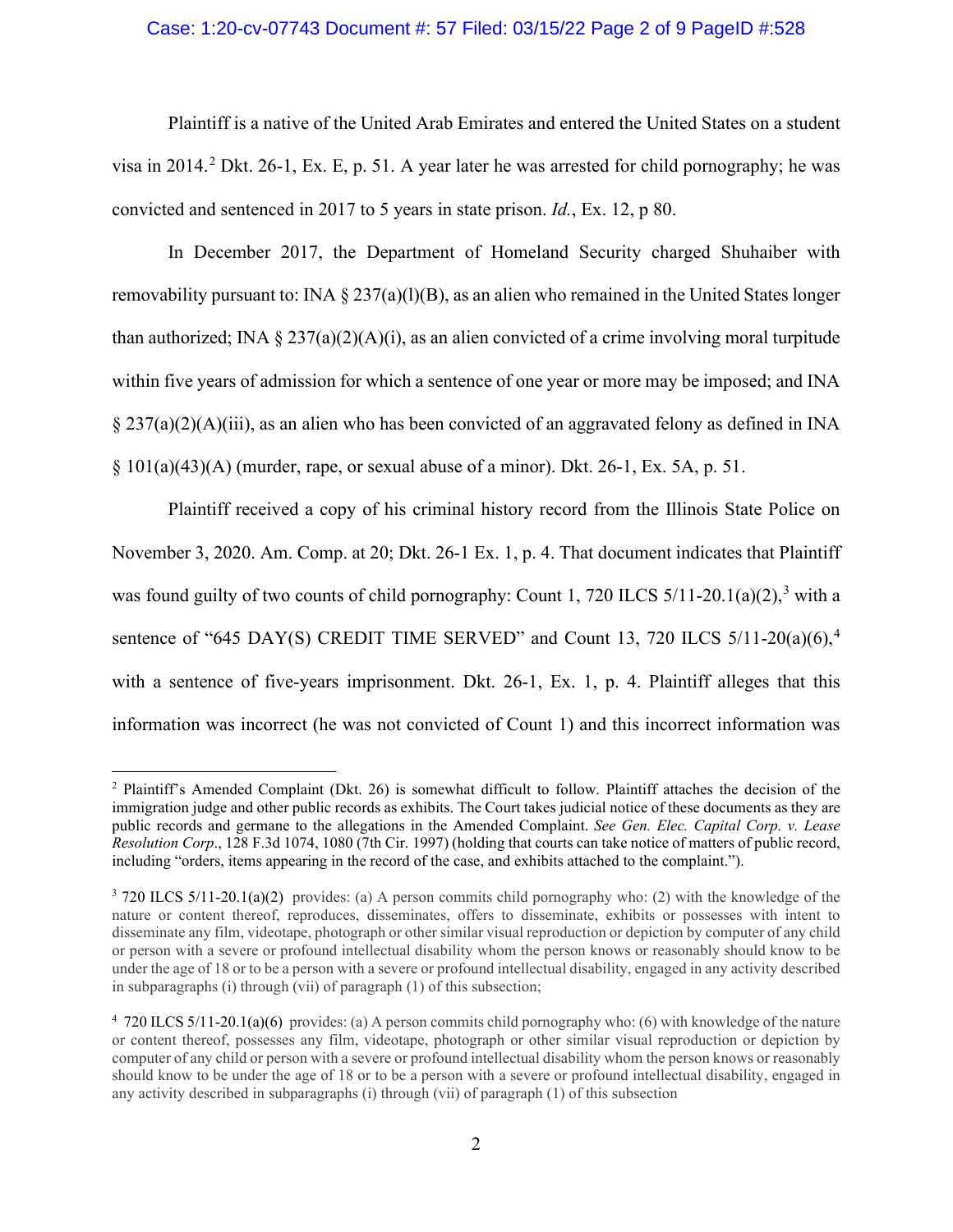Plaintiff is a native of the United Arab Emirates and entered the United States on a student visa in 2014.[2] Dkt. 26-1, Ex. E, p. 51. A year later he was arrested for child pornography; he was convicted and sentenced in 2017 to 5 years in state prison. *Id.*, Ex. 12, p 80.

In December 2017, the Department of Homeland Security charged Shuhaiber with removability pursuant to: INA § 237(a)(l)(B), as an alien who remained in the United States longer than authorized; INA § 237(a)(2)(A)(i), as an alien convicted of a crime involving moral turpitude within five years of admission for which a sentence of one year or more may be imposed; and INA § 237(a)(2)(A)(iii), as an alien who has been convicted of an aggravated felony as defined in INA § 101(a)(43)(A) (murder, rape, or sexual abuse of a minor). Dkt. 26-1, Ex. 5A, p. 51.

Plaintiff received a copy of his criminal history record from the Illinois State Police on November 3, 2020. Am. Comp. at 20; Dkt. 26-1 Ex. 1, p. 4. That document indicates that Plaintiff was found guilty of two counts of child pornography: Count 1, 720 ILCS 5/11-20.1(a)(2),[3] with a sentence of "645 DAY(S) CREDIT TIME SERVED" and Count 13, 720 ILCS 5/11-20(a)(6),[4] with a sentence of five-years imprisonment. Dkt. 26-1, Ex. 1, p. 4. Plaintiff alleges that this information was incorrect (he was not convicted of Count 1) and this incorrect information was

---

[2] Plaintiff's Amended Complaint (Dkt. 26) is somewhat difficult to follow. Plaintiff attaches the decision of the immigration judge and other public records as exhibits. The Court takes judicial notice of these documents as they are public records and germane to the allegations in the Amended Complaint. *See Gen. Elec. Capital Corp. v. Lease Resolution Corp*., 128 F.3d 1074, 1080 (7th Cir. 1997) (holding that courts can take notice of matters of public record, including "orders, items appearing in the record of the case, and exhibits attached to the complaint.").

[3] 720 ILCS 5/11-20.1(a)(2) provides: (a) A person commits child pornography who: (2) with the knowledge of the nature or content thereof, reproduces, disseminates, offers to disseminate, exhibits or possesses with intent to disseminate any film, videotape, photograph or other similar visual reproduction or depiction by computer of any child or person with a severe or profound intellectual disability whom the person knows or reasonably should know to be under the age of 18 or to be a person with a severe or profound intellectual disability, engaged in any activity described in subparagraphs (i) through (vii) of paragraph (1) of this subsection;

[4] 720 ILCS 5/11-20.1(a)(6) provides: (a) A person commits child pornography who: (6) with knowledge of the nature or content thereof, possesses any film, videotape, photograph or other similar visual reproduction or depiction by computer of any child or person with a severe or profound intellectual disability whom the person knows or reasonably should know to be under the age of 18 or to be a person with a severe or profound intellectual disability, engaged in any activity described in subparagraphs (i) through (vii) of paragraph (1) of this subsection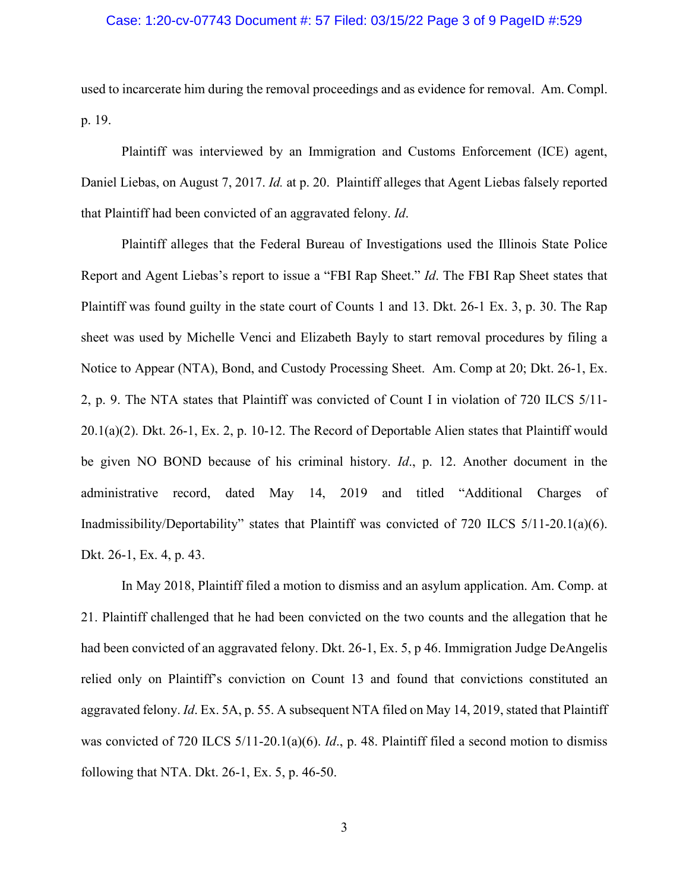used to incarcerate him during the removal proceedings and as evidence for removal. Am. Compl. p. 19.

Plaintiff was interviewed by an Immigration and Customs Enforcement (ICE) agent, Daniel Liebas, on August 7, 2017. *Id.* at p. 20. Plaintiff alleges that Agent Liebas falsely reported that Plaintiff had been convicted of an aggravated felony. *Id*.

Plaintiff alleges that the Federal Bureau of Investigations used the Illinois State Police Report and Agent Liebas's report to issue a "FBI Rap Sheet." *Id*. The FBI Rap Sheet states that Plaintiff was found guilty in the state court of Counts 1 and 13. Dkt. 26-1 Ex. 3, p. 30. The Rap sheet was used by Michelle Venci and Elizabeth Bayly to start removal procedures by filing a Notice to Appear (NTA), Bond, and Custody Processing Sheet. Am. Comp at 20; Dkt. 26-1, Ex. 2, p. 9. The NTA states that Plaintiff was convicted of Count I in violation of 720 ILCS 5/11-20.1(a)(2). Dkt. 26-1, Ex. 2, p. 10-12. The Record of Deportable Alien states that Plaintiff would be given NO BOND because of his criminal history. *Id*., p. 12. Another document in the administrative record, dated May 14, 2019 and titled "Additional Charges of Inadmissibility/Deportability" states that Plaintiff was convicted of 720 ILCS 5/11-20.1(a)(6). Dkt. 26-1, Ex. 4, p. 43.

In May 2018, Plaintiff filed a motion to dismiss and an asylum application. Am. Comp. at 21. Plaintiff challenged that he had been convicted on the two counts and the allegation that he had been convicted of an aggravated felony. Dkt. 26-1, Ex. 5, p 46. Immigration Judge DeAngelis relied only on Plaintiff's conviction on Count 13 and found that convictions constituted an aggravated felony. *Id*. Ex. 5A, p. 55. A subsequent NTA filed on May 14, 2019, stated that Plaintiff was convicted of 720 ILCS 5/11-20.1(a)(6). *Id*., p. 48. Plaintiff filed a second motion to dismiss following that NTA. Dkt. 26-1, Ex. 5, p. 46-50.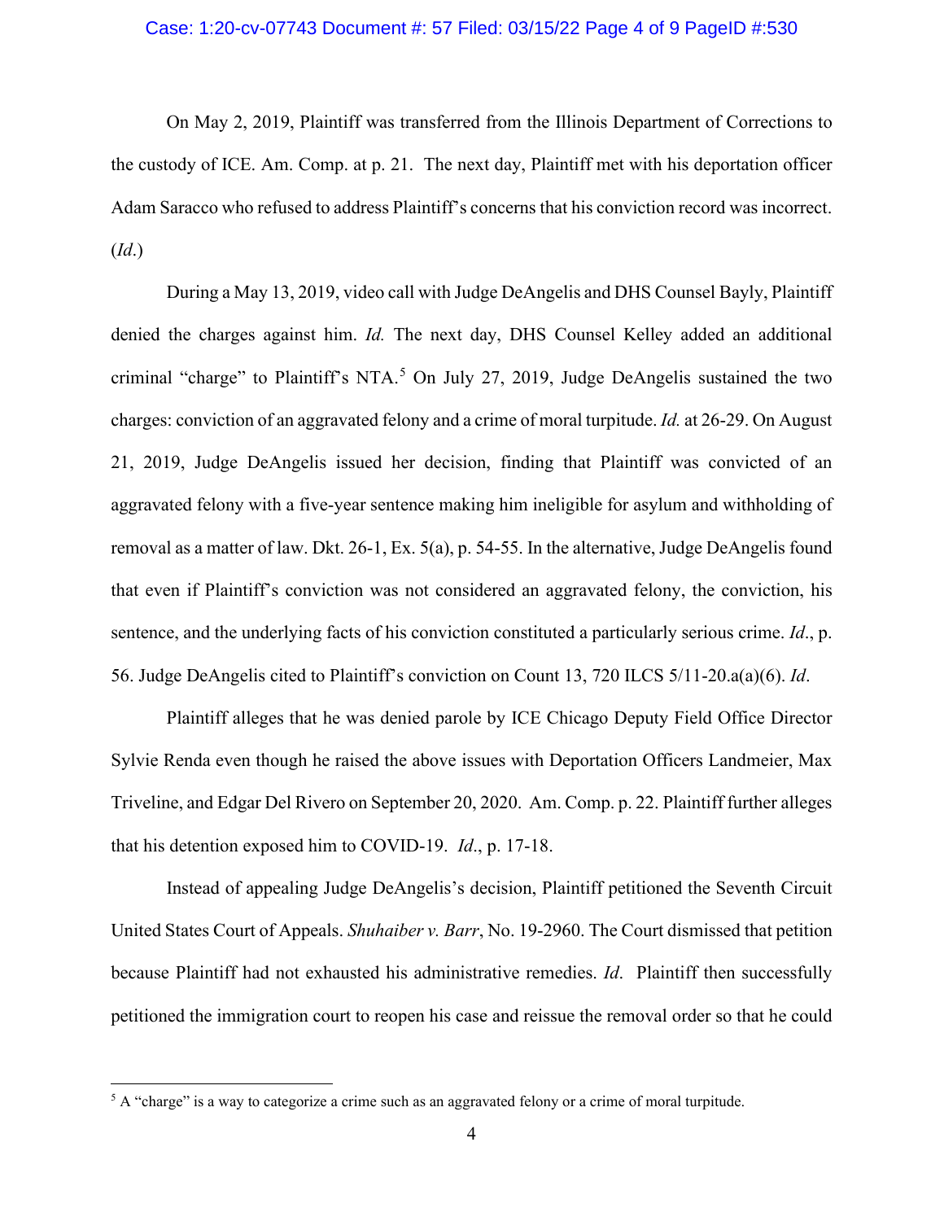On May 2, 2019, Plaintiff was transferred from the Illinois Department of Corrections to the custody of ICE. Am. Comp. at p. 21. The next day, Plaintiff met with his deportation officer Adam Saracco who refused to address Plaintiff's concerns that his conviction record was incorrect. (*Id*.)

During a May 13, 2019, video call with Judge DeAngelis and DHS Counsel Bayly, Plaintiff denied the charges against him. *Id.* The next day, DHS Counsel Kelley added an additional criminal "charge" to Plaintiff's NTA.[5] On July 27, 2019, Judge DeAngelis sustained the two charges: conviction of an aggravated felony and a crime of moral turpitude. *Id.* at 26-29. On August 21, 2019, Judge DeAngelis issued her decision, finding that Plaintiff was convicted of an aggravated felony with a five-year sentence making him ineligible for asylum and withholding of removal as a matter of law. Dkt. 26-1, Ex. 5(a), p. 54-55. In the alternative, Judge DeAngelis found that even if Plaintiff's conviction was not considered an aggravated felony, the conviction, his sentence, and the underlying facts of his conviction constituted a particularly serious crime. *Id*., p. 56. Judge DeAngelis cited to Plaintiff's conviction on Count 13, 720 ILCS 5/11-20.a(a)(6). *Id*.

Plaintiff alleges that he was denied parole by ICE Chicago Deputy Field Office Director Sylvie Renda even though he raised the above issues with Deportation Officers Landmeier, Max Triveline, and Edgar Del Rivero on September 20, 2020. Am. Comp. p. 22. Plaintiff further alleges that his detention exposed him to COVID-19. *Id*., p. 17-18.

Instead of appealing Judge DeAngelis's decision, Plaintiff petitioned the Seventh Circuit United States Court of Appeals. *Shuhaiber v. Barr*, No. 19-2960. The Court dismissed that petition because Plaintiff had not exhausted his administrative remedies. *Id*. Plaintiff then successfully petitioned the immigration court to reopen his case and reissue the removal order so that he could

---

[5] A "charge" is a way to categorize a crime such as an aggravated felony or a crime of moral turpitude.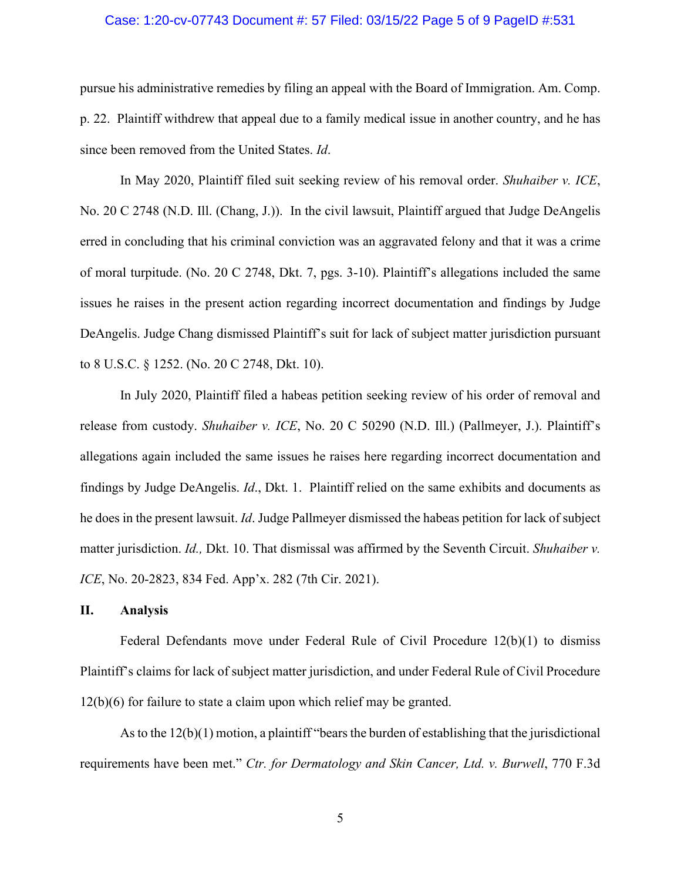pursue his administrative remedies by filing an appeal with the Board of Immigration. Am. Comp. p. 22. Plaintiff withdrew that appeal due to a family medical issue in another country, and he has since been removed from the United States. *Id*.

In May 2020, Plaintiff filed suit seeking review of his removal order. *Shuhaiber v. ICE*, No. 20 C 2748 (N.D. Ill. (Chang, J.)). In the civil lawsuit, Plaintiff argued that Judge DeAngelis erred in concluding that his criminal conviction was an aggravated felony and that it was a crime of moral turpitude. (No. 20 C 2748, Dkt. 7, pgs. 3-10). Plaintiff's allegations included the same issues he raises in the present action regarding incorrect documentation and findings by Judge DeAngelis. Judge Chang dismissed Plaintiff's suit for lack of subject matter jurisdiction pursuant to 8 U.S.C. § 1252. (No. 20 C 2748, Dkt. 10).

In July 2020, Plaintiff filed a habeas petition seeking review of his order of removal and release from custody. *Shuhaiber v. ICE*, No. 20 C 50290 (N.D. Ill.) (Pallmeyer, J.). Plaintiff's allegations again included the same issues he raises here regarding incorrect documentation and findings by Judge DeAngelis. *Id*., Dkt. 1. Plaintiff relied on the same exhibits and documents as he does in the present lawsuit. *Id*. Judge Pallmeyer dismissed the habeas petition for lack of subject matter jurisdiction. *Id.,* Dkt. 10. That dismissal was affirmed by the Seventh Circuit. *Shuhaiber v. ICE*, No. 20-2823, 834 Fed. App'x. 282 (7th Cir. 2021).

## II. Analysis

Federal Defendants move under Federal Rule of Civil Procedure 12(b)(1) to dismiss Plaintiff's claims for lack of subject matter jurisdiction, and under Federal Rule of Civil Procedure 12(b)(6) for failure to state a claim upon which relief may be granted.

As to the 12(b)(1) motion, a plaintiff "bears the burden of establishing that the jurisdictional requirements have been met." *Ctr. for Dermatology and Skin Cancer, Ltd. v. Burwell*, 770 F.3d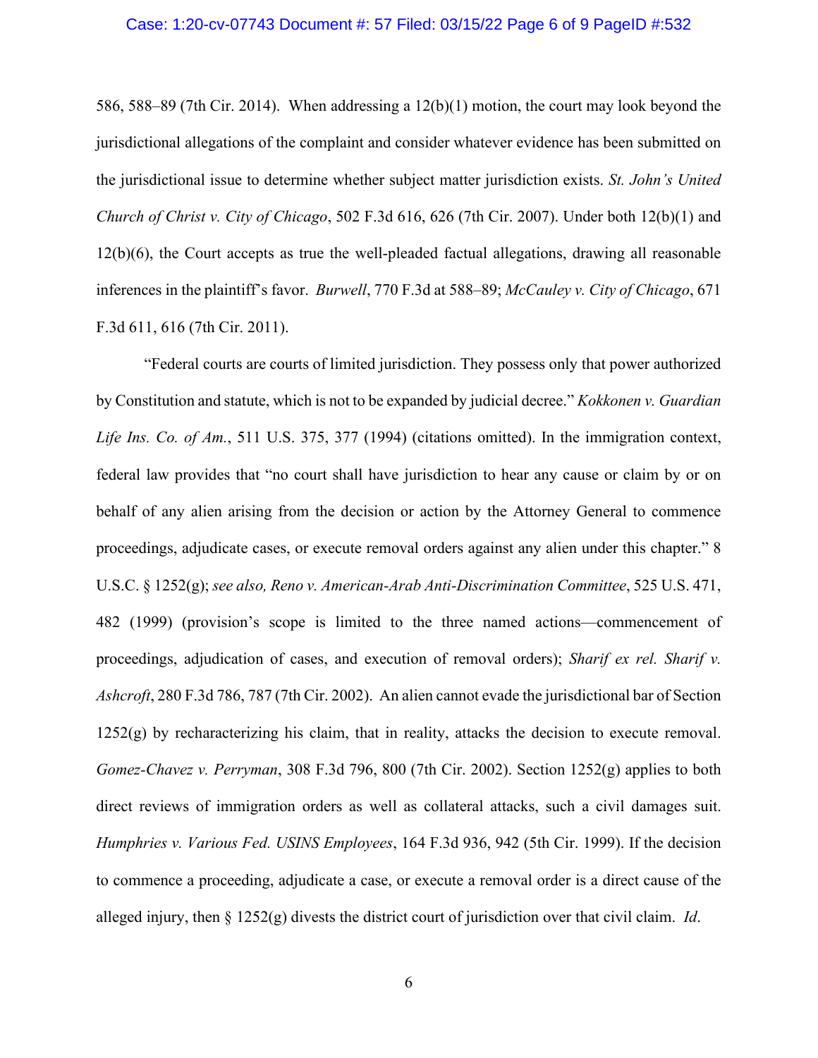586, 588–89 (7th Cir. 2014). When addressing a 12(b)(1) motion, the court may look beyond the jurisdictional allegations of the complaint and consider whatever evidence has been submitted on the jurisdictional issue to determine whether subject matter jurisdiction exists. *St. John's United Church of Christ v. City of Chicago*, 502 F.3d 616, 626 (7th Cir. 2007). Under both 12(b)(1) and 12(b)(6), the Court accepts as true the well-pleaded factual allegations, drawing all reasonable inferences in the plaintiff's favor. *Burwell*, 770 F.3d at 588–89; *McCauley v. City of Chicago*, 671 F.3d 611, 616 (7th Cir. 2011).

"Federal courts are courts of limited jurisdiction. They possess only that power authorized by Constitution and statute, which is not to be expanded by judicial decree." *Kokkonen v. Guardian Life Ins. Co. of Am.*, 511 U.S. 375, 377 (1994) (citations omitted). In the immigration context, federal law provides that "no court shall have jurisdiction to hear any cause or claim by or on behalf of any alien arising from the decision or action by the Attorney General to commence proceedings, adjudicate cases, or execute removal orders against any alien under this chapter." 8 U.S.C. § 1252(g); *see also, Reno v. American-Arab Anti-Discrimination Committee*, 525 U.S. 471, 482 (1999) (provision's scope is limited to the three named actions—commencement of proceedings, adjudication of cases, and execution of removal orders); *Sharif ex rel. Sharif v. Ashcroft*, 280 F.3d 786, 787 (7th Cir. 2002). An alien cannot evade the jurisdictional bar of Section 1252(g) by recharacterizing his claim, that in reality, attacks the decision to execute removal. *Gomez-Chavez v. Perryman*, 308 F.3d 796, 800 (7th Cir. 2002). Section 1252(g) applies to both direct reviews of immigration orders as well as collateral attacks, such a civil damages suit. *Humphries v. Various Fed. USINS Employees*, 164 F.3d 936, 942 (5th Cir. 1999). If the decision to commence a proceeding, adjudicate a case, or execute a removal order is a direct cause of the alleged injury, then § 1252(g) divests the district court of jurisdiction over that civil claim. *Id*.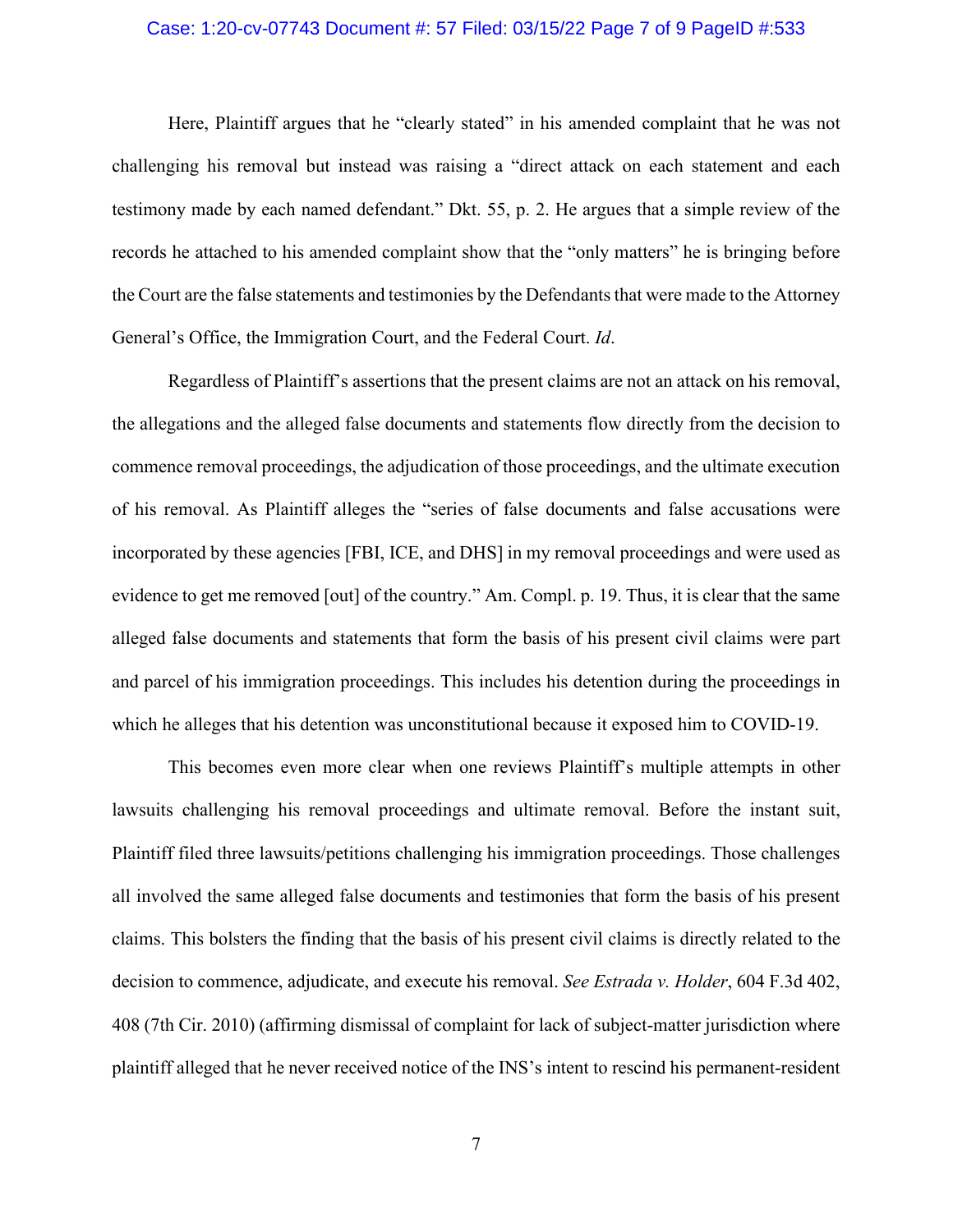Here, Plaintiff argues that he "clearly stated" in his amended complaint that he was not challenging his removal but instead was raising a "direct attack on each statement and each testimony made by each named defendant." Dkt. 55, p. 2. He argues that a simple review of the records he attached to his amended complaint show that the "only matters" he is bringing before the Court are the false statements and testimonies by the Defendants that were made to the Attorney General's Office, the Immigration Court, and the Federal Court. *Id*.

Regardless of Plaintiff's assertions that the present claims are not an attack on his removal, the allegations and the alleged false documents and statements flow directly from the decision to commence removal proceedings, the adjudication of those proceedings, and the ultimate execution of his removal. As Plaintiff alleges the "series of false documents and false accusations were incorporated by these agencies [FBI, ICE, and DHS] in my removal proceedings and were used as evidence to get me removed [out] of the country." Am. Compl. p. 19. Thus, it is clear that the same alleged false documents and statements that form the basis of his present civil claims were part and parcel of his immigration proceedings. This includes his detention during the proceedings in which he alleges that his detention was unconstitutional because it exposed him to COVID-19.

This becomes even more clear when one reviews Plaintiff's multiple attempts in other lawsuits challenging his removal proceedings and ultimate removal. Before the instant suit, Plaintiff filed three lawsuits/petitions challenging his immigration proceedings. Those challenges all involved the same alleged false documents and testimonies that form the basis of his present claims. This bolsters the finding that the basis of his present civil claims is directly related to the decision to commence, adjudicate, and execute his removal. *See Estrada v. Holder*, 604 F.3d 402, 408 (7th Cir. 2010) (affirming dismissal of complaint for lack of subject-matter jurisdiction where plaintiff alleged that he never received notice of the INS's intent to rescind his permanent-resident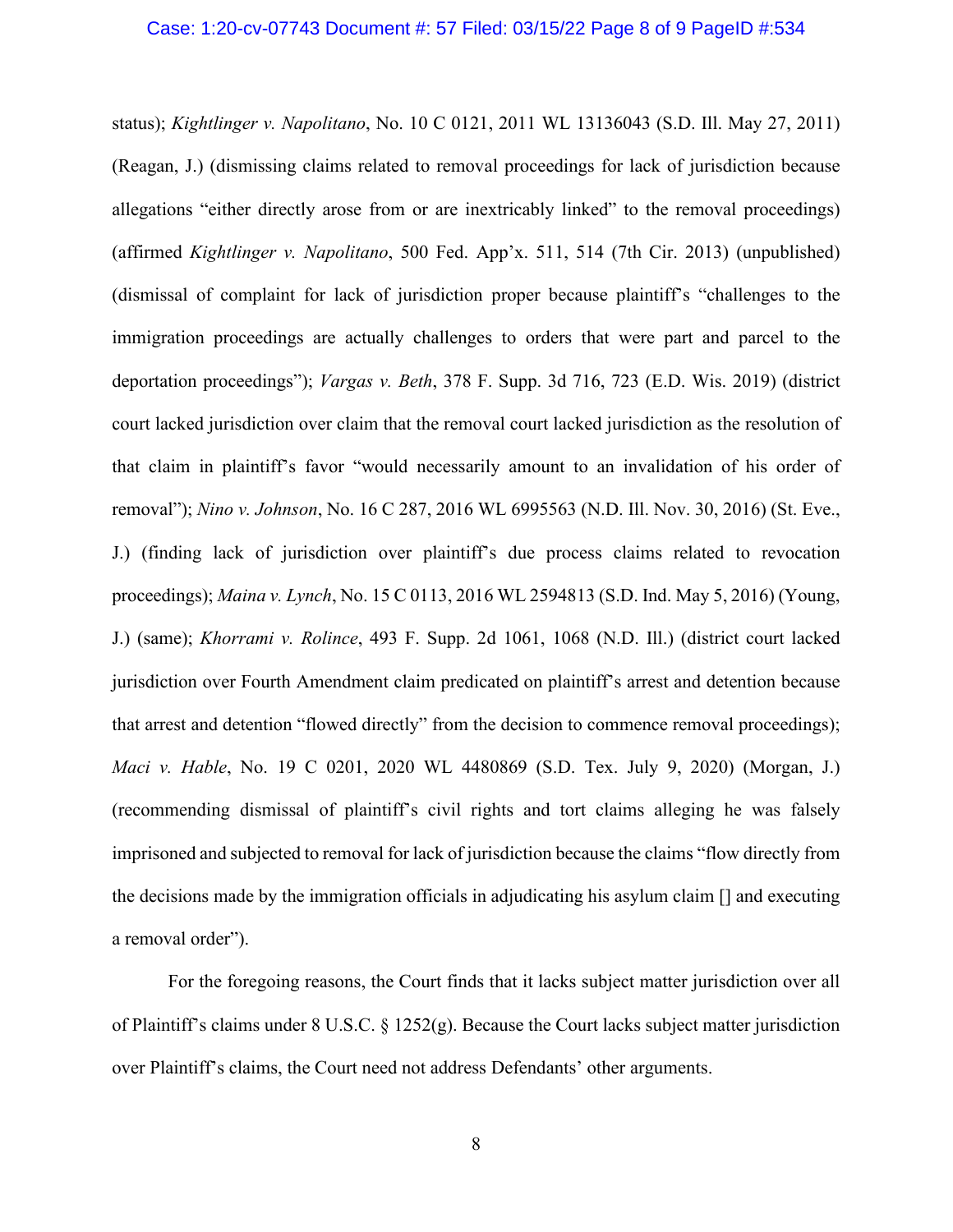status); *Kightlinger v. Napolitano*, No. 10 C 0121, 2011 WL 13136043 (S.D. Ill. May 27, 2011) (Reagan, J.) (dismissing claims related to removal proceedings for lack of jurisdiction because allegations "either directly arose from or are inextricably linked" to the removal proceedings) (affirmed *Kightlinger v. Napolitano*, 500 Fed. App'x. 511, 514 (7th Cir. 2013) (unpublished) (dismissal of complaint for lack of jurisdiction proper because plaintiff's "challenges to the immigration proceedings are actually challenges to orders that were part and parcel to the deportation proceedings"); *Vargas v. Beth*, 378 F. Supp. 3d 716, 723 (E.D. Wis. 2019) (district court lacked jurisdiction over claim that the removal court lacked jurisdiction as the resolution of that claim in plaintiff's favor "would necessarily amount to an invalidation of his order of removal"); *Nino v. Johnson*, No. 16 C 287, 2016 WL 6995563 (N.D. Ill. Nov. 30, 2016) (St. Eve., J.) (finding lack of jurisdiction over plaintiff's due process claims related to revocation proceedings); *Maina v. Lynch*, No. 15 C 0113, 2016 WL 2594813 (S.D. Ind. May 5, 2016) (Young, J.) (same); *Khorrami v. Rolince*, 493 F. Supp. 2d 1061, 1068 (N.D. Ill.) (district court lacked jurisdiction over Fourth Amendment claim predicated on plaintiff's arrest and detention because that arrest and detention "flowed directly" from the decision to commence removal proceedings); *Maci v. Hable*, No. 19 C 0201, 2020 WL 4480869 (S.D. Tex. July 9, 2020) (Morgan, J.) (recommending dismissal of plaintiff's civil rights and tort claims alleging he was falsely imprisoned and subjected to removal for lack of jurisdiction because the claims "flow directly from the decisions made by the immigration officials in adjudicating his asylum claim [] and executing a removal order").

For the foregoing reasons, the Court finds that it lacks subject matter jurisdiction over all of Plaintiff's claims under 8 U.S.C. § 1252(g). Because the Court lacks subject matter jurisdiction over Plaintiff's claims, the Court need not address Defendants' other arguments.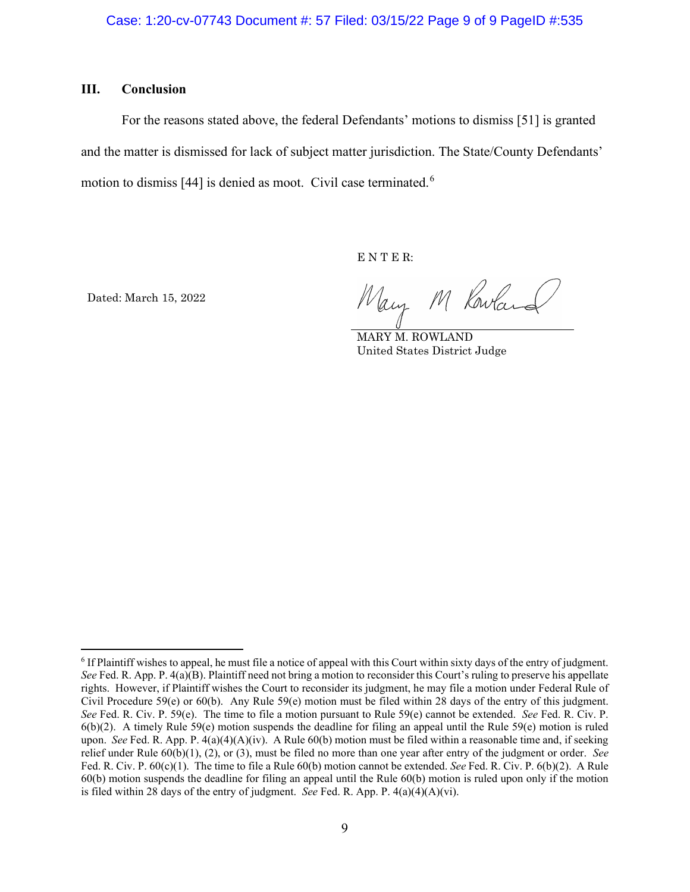## III. Conclusion

For the reasons stated above, the federal Defendants' motions to dismiss [51] is granted and the matter is dismissed for lack of subject matter jurisdiction. The State/County Defendants' motion to dismiss [44] is denied as moot. Civil case terminated.[6]

E N T E R:

Dated: March 15, 2022

MARY M. ROWLAND
United States District Judge

---

[6] If Plaintiff wishes to appeal, he must file a notice of appeal with this Court within sixty days of the entry of judgment. *See* Fed. R. App. P. 4(a)(B). Plaintiff need not bring a motion to reconsider this Court's ruling to preserve his appellate rights. However, if Plaintiff wishes the Court to reconsider its judgment, he may file a motion under Federal Rule of Civil Procedure 59(e) or 60(b). Any Rule 59(e) motion must be filed within 28 days of the entry of this judgment. *See* Fed. R. Civ. P. 59(e). The time to file a motion pursuant to Rule 59(e) cannot be extended. *See* Fed. R. Civ. P. 6(b)(2). A timely Rule 59(e) motion suspends the deadline for filing an appeal until the Rule 59(e) motion is ruled upon. *See* Fed. R. App. P. 4(a)(4)(A)(iv). A Rule 60(b) motion must be filed within a reasonable time and, if seeking relief under Rule 60(b)(1), (2), or (3), must be filed no more than one year after entry of the judgment or order. *See* Fed. R. Civ. P. 60(c)(1). The time to file a Rule 60(b) motion cannot be extended. *See* Fed. R. Civ. P. 6(b)(2). A Rule 60(b) motion suspends the deadline for filing an appeal until the Rule 60(b) motion is ruled upon only if the motion is filed within 28 days of the entry of judgment. *See* Fed. R. App. P. 4(a)(4)(A)(vi).